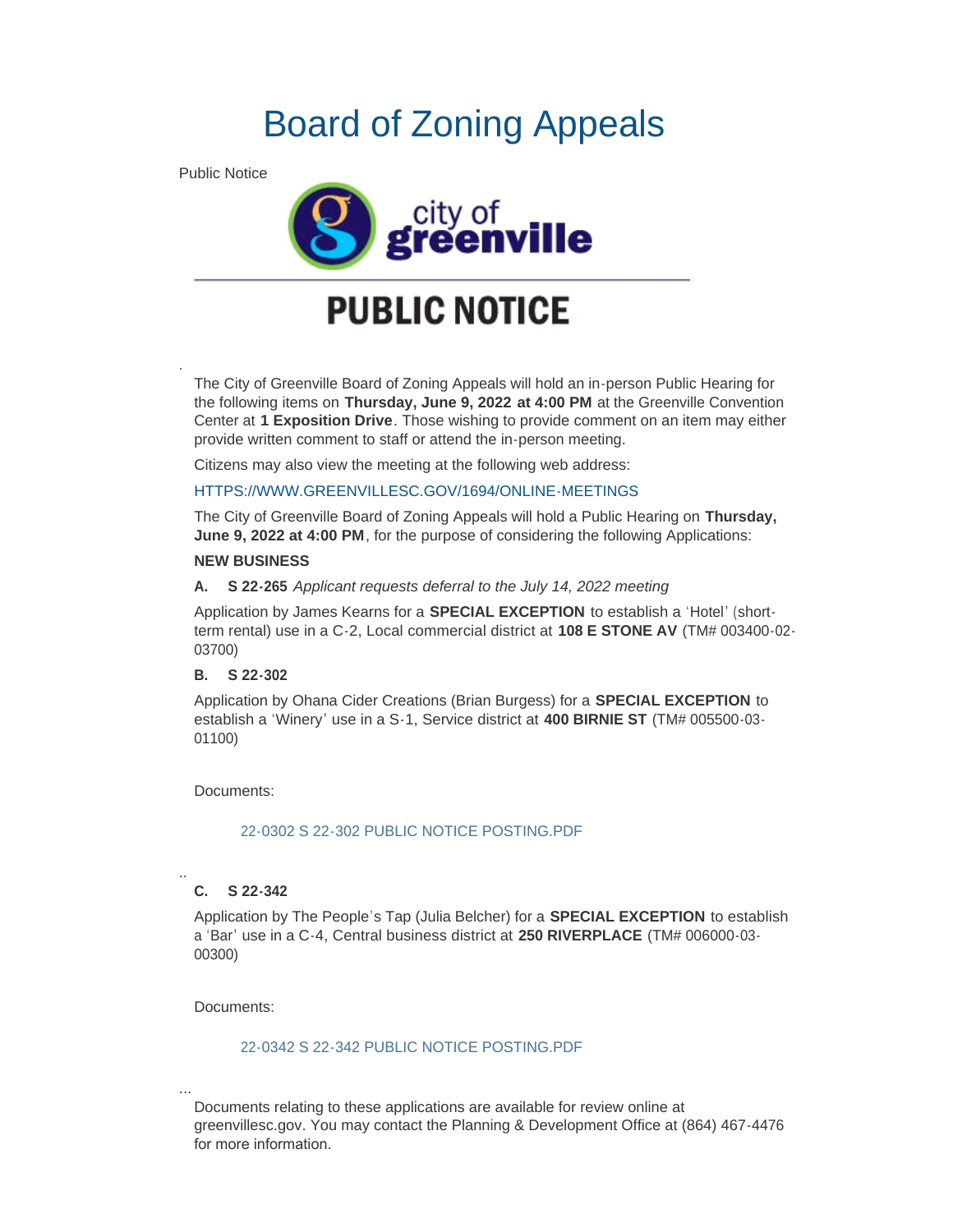# Board of Zoning Appeals

Public Notice

city of greenville

## PUBLIC NOTICE

The City of Greenville Board of Zoning Appeals will hold an in-person Public Hearing for the following items on **Thursday, June 9, 2022 at 4:00 PM** at the Greenville Convention Center at **1 Exposition Drive**. Those wishing to provide comment on an item may either provide written comment to staff or attend the in-person meeting.

Citizens may also view the meeting at the following web address:

HTTPS://WWW.GREENVILLESC.GOV/1694/ONLINE-MEETINGS

The City of Greenville Board of Zoning Appeals will hold a Public Hearing on **Thursday, June 9, 2022 at 4:00 PM**, for the purpose of considering the following Applications:

**NEW BUSINESS**

**A. S 22-265** *Applicant requests deferral to the July 14, 2022 meeting*

Application by James Kearns for a **SPECIAL EXCEPTION** to establish a 'Hotel' (short-term rental) use in a C-2, Local commercial district at **108 E STONE AV** (TM# 003400-02-03700)

**B. S 22-302**

Application by Ohana Cider Creations (Brian Burgess) for a **SPECIAL EXCEPTION** to establish a 'Winery' use in a S-1, Service district at **400 BIRNIE ST** (TM# 005500-03-01100)

Documents:

22-0302 S 22-302 PUBLIC NOTICE POSTING.PDF

**C. S 22-342**

Application by The People's Tap (Julia Belcher) for a **SPECIAL EXCEPTION** to establish a 'Bar' use in a C-4, Central business district at **250 RIVERPLACE** (TM# 006000-03-00300)

Documents:

22-0342 S 22-342 PUBLIC NOTICE POSTING.PDF

Documents relating to these applications are available for review online at greenvillesc.gov. You may contact the Planning & Development Office at (864) 467-4476 for more information.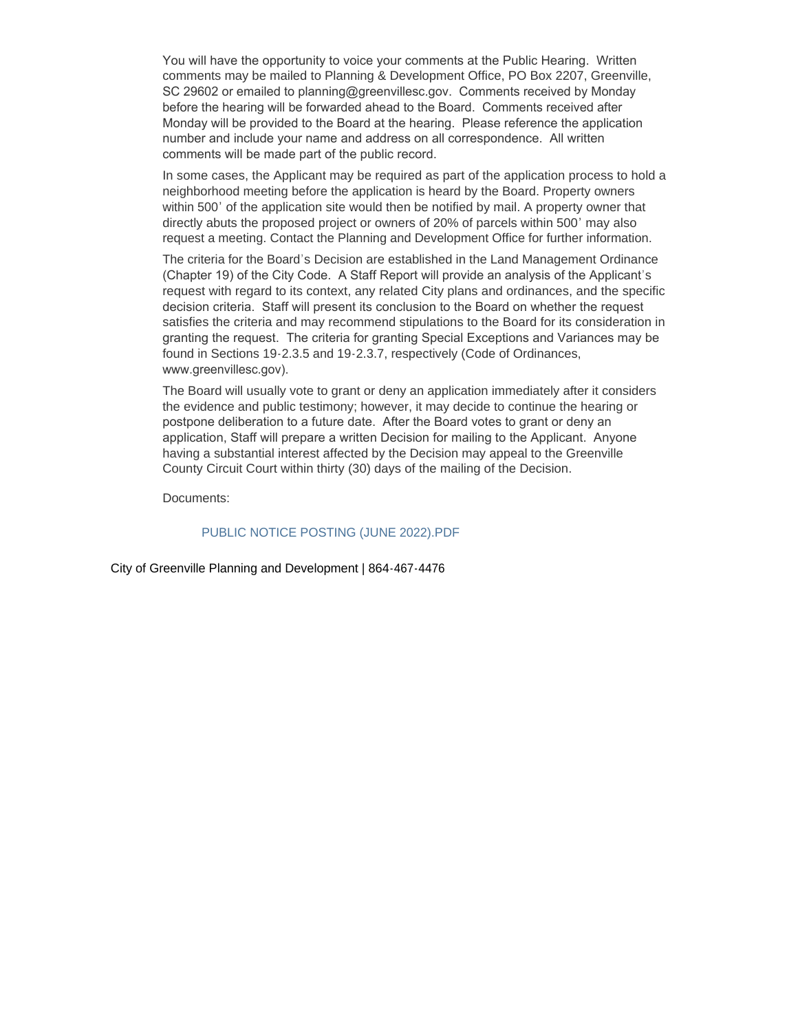You will have the opportunity to voice your comments at the Public Hearing. Written comments may be mailed to Planning & Development Office, PO Box 2207, Greenville, SC 29602 or emailed to planning@greenvillesc.gov. Comments received by Monday before the hearing will be forwarded ahead to the Board. Comments received after Monday will be provided to the Board at the hearing. Please reference the application number and include your name and address on all correspondence. All written comments will be made part of the public record.

In some cases, the Applicant may be required as part of the application process to hold a neighborhood meeting before the application is heard by the Board. Property owners within 500' of the application site would then be notified by mail. A property owner that directly abuts the proposed project or owners of 20% of parcels within 500' may also request a meeting. Contact the Planning and Development Office for further information.

The criteria for the Board's Decision are established in the Land Management Ordinance (Chapter 19) of the City Code. A Staff Report will provide an analysis of the Applicant's request with regard to its context, any related City plans and ordinances, and the specific decision criteria. Staff will present its conclusion to the Board on whether the request satisfies the criteria and may recommend stipulations to the Board for its consideration in granting the request. The criteria for granting Special Exceptions and Variances may be found in Sections 19-2.3.5 and 19-2.3.7, respectively (Code of Ordinances, www.greenvillesc.gov).

The Board will usually vote to grant or deny an application immediately after it considers the evidence and public testimony; however, it may decide to continue the hearing or postpone deliberation to a future date. After the Board votes to grant or deny an application, Staff will prepare a written Decision for mailing to the Applicant. Anyone having a substantial interest affected by the Decision may appeal to the Greenville County Circuit Court within thirty (30) days of the mailing of the Decision.

Documents:

PUBLIC NOTICE POSTING (JUNE 2022).PDF

City of Greenville Planning and Development | 864-467-4476